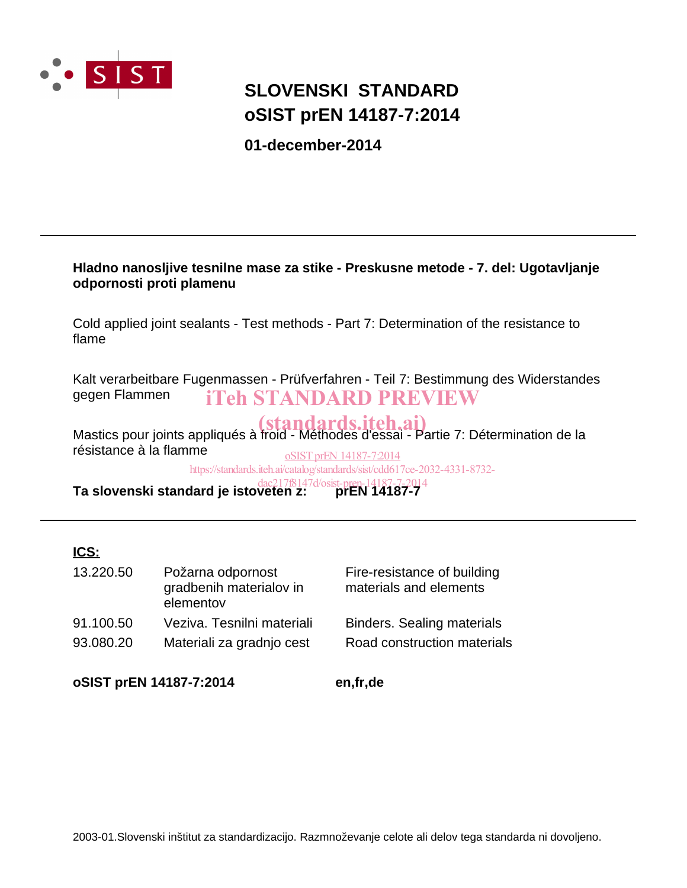SIST

# SLOVENSKI STANDARD
# oSIST prEN 14187-7:2014

**01-december-2014**

---

**Hladno nanosljive tesnilne mase za stike - Preskusne metode - 7. del: Ugotavljanje odpornosti proti plamenu**

Cold applied joint sealants - Test methods - Part 7: Determination of the resistance to flame

Kalt verarbeitbare Fugenmassen - Prüfverfahren - Teil 7: Bestimmung des Widerstandes gegen Flammen

iTeh STANDARD PREVIEW
(standards.iteh.ai)

Mastics pour joints appliqués à froid - Méthodes d'essai - Partie 7: Détermination de la résistance à la flamme

oSIST prEN 14187-7:2014
https://standards.iteh.ai/catalog/standards/sist/cdd617ce-2032-4331-8732-dac217f8147d/osist-pren-14187-7-2014

**Ta slovenski standard je istoveten z: prEN 14187-7**

---

**ICS:**

| | | |
|---|---|---|
| 13.220.50 | Požarna odpornost gradbenih materialov in elementov | Fire-resistance of building materials and elements |
| 91.100.50 | Veziva. Tesnilni materiali | Binders. Sealing materials |
| 93.080.20 | Materiali za gradnjo cest | Road construction materials |

**oSIST prEN 14187-7:2014** **en,fr,de**

2003-01.Slovenski inštitut za standardizacijo. Razmnoževanje celote ali delov tega standarda ni dovoljeno.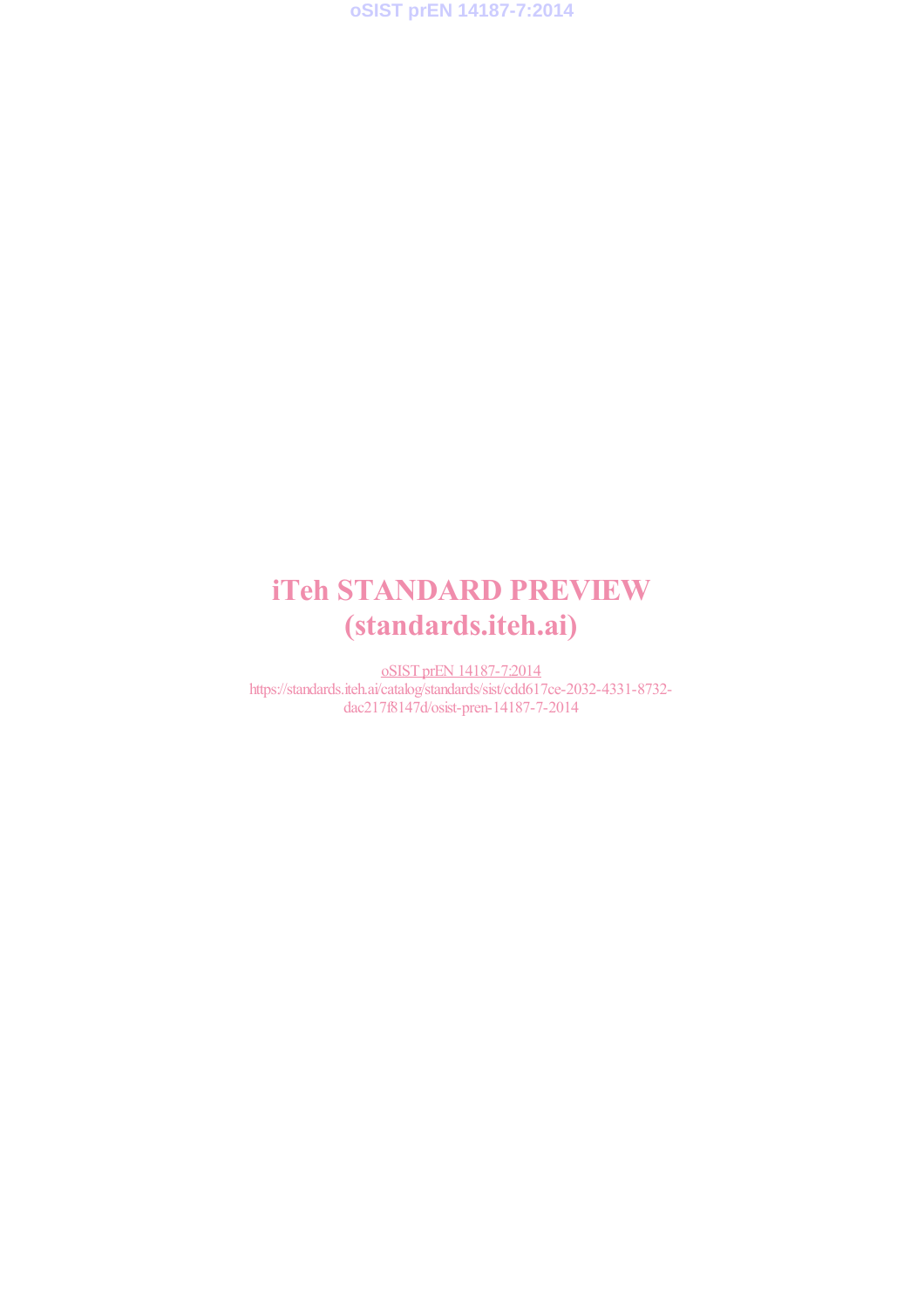iTeh STANDARD PREVIEW
(standards.iteh.ai)

oSIST prEN 14187-7:2014
https://standards.iteh.ai/catalog/standards/sist/cdd617ce-2032-4331-8732-dac217f8147d/osist-pren-14187-7-2014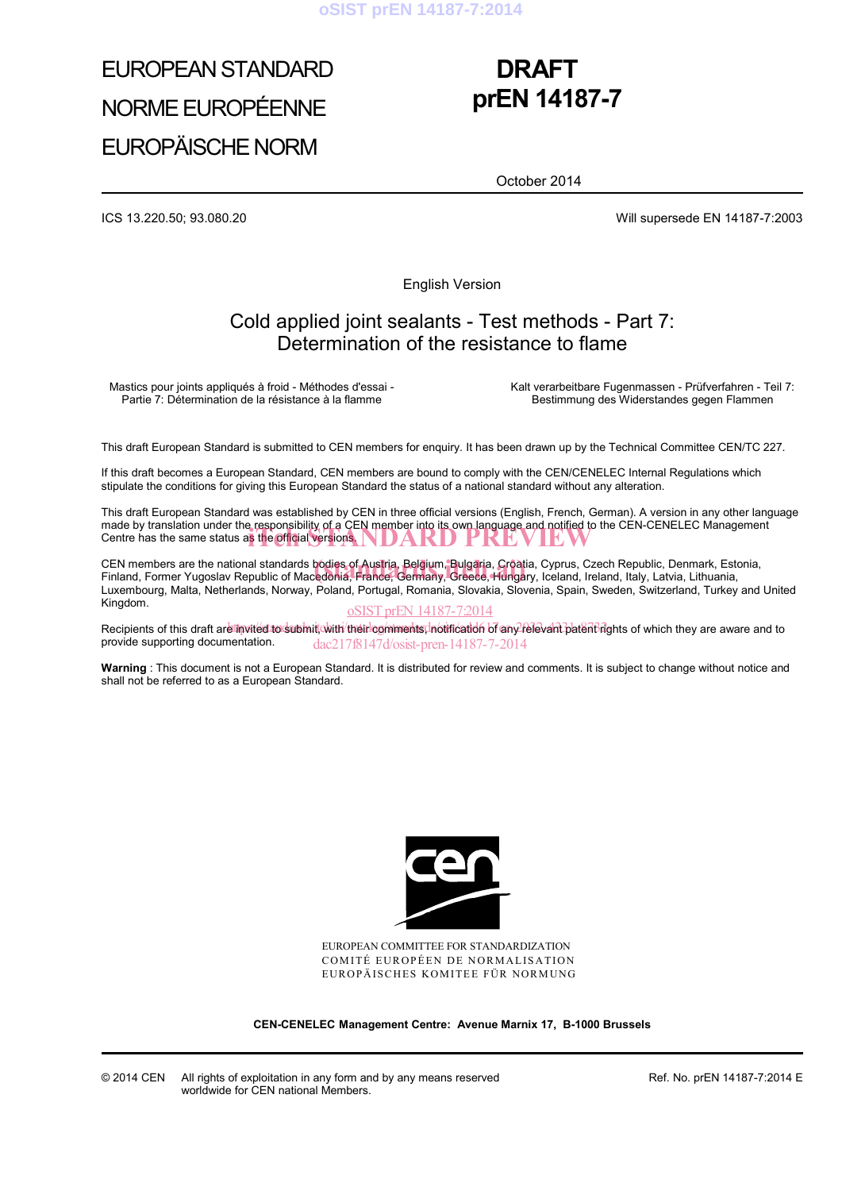# EUROPEAN STANDARD

# NORME EUROPÉENNE

# EUROPÄISCHE NORM

# DRAFT prEN 14187-7

October 2014

ICS 13.220.50; 93.080.20

Will supersede EN 14187-7:2003

English Version

## Cold applied joint sealants - Test methods - Part 7: Determination of the resistance to flame

Mastics pour joints appliqués à froid - Méthodes d'essai - Partie 7: Détermination de la résistance à la flamme

Kalt verarbeitbare Fugenmassen - Prüfverfahren - Teil 7: Bestimmung des Widerstandes gegen Flammen

This draft European Standard is submitted to CEN members for enquiry. It has been drawn up by the Technical Committee CEN/TC 227.

If this draft becomes a European Standard, CEN members are bound to comply with the CEN/CENELEC Internal Regulations which stipulate the conditions for giving this European Standard the status of a national standard without any alteration.

This draft European Standard was established by CEN in three official versions (English, French, German). A version in any other language made by translation under the responsibility of a CEN member into its own language and notified to the CEN-CENELEC Management Centre has the same status as the official versions.

CEN members are the national standards bodies of Austria, Belgium, Bulgaria, Croatia, Cyprus, Czech Republic, Denmark, Estonia, Finland, Former Yugoslav Republic of Macedonia, France, Germany, Greece, Hungary, Iceland, Ireland, Italy, Latvia, Lithuania, Luxembourg, Malta, Netherlands, Norway, Poland, Portugal, Romania, Slovakia, Slovenia, Spain, Sweden, Switzerland, Turkey and United Kingdom.

Recipients of this draft are invited to submit, with their comments, notification of any relevant patent rights of which they are aware and to provide supporting documentation.

**Warning** : This document is not a European Standard. It is distributed for review and comments. It is subject to change without notice and shall not be referred to as a European Standard.

EUROPEAN COMMITTEE FOR STANDARDIZATION
COMITÉ EUROPÉEN DE NORMALISATION
EUROPÄISCHES KOMITEE FÜR NORMUNG

**CEN-CENELEC Management Centre: Avenue Marnix 17, B-1000 Brussels**

© 2014 CEN All rights of exploitation in any form and by any means reserved worldwide for CEN national Members.

Ref. No. prEN 14187-7:2014 E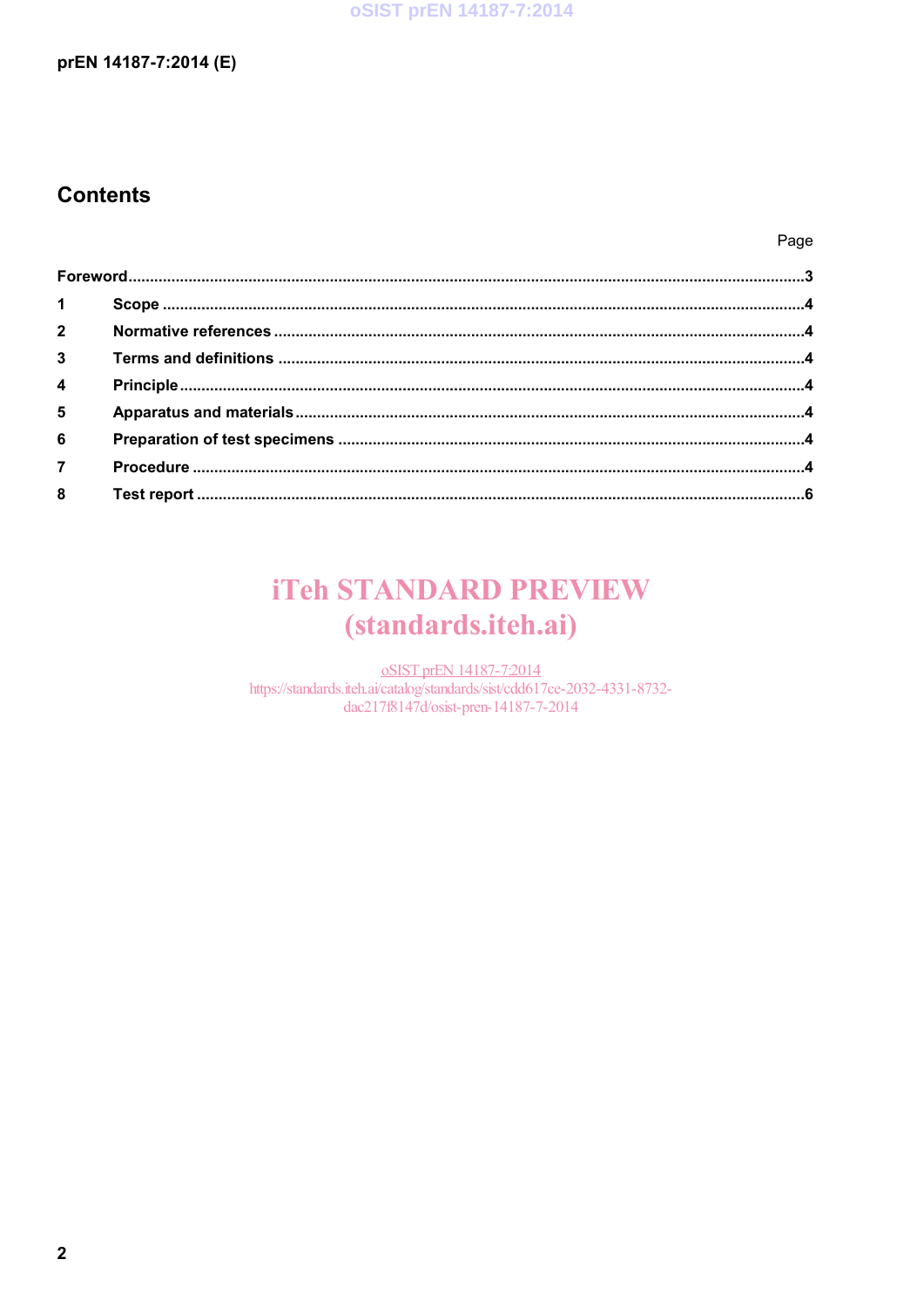# Contents

| | | Page |
|---|---|---|
| Foreword | | 3 |
| 1 | Scope | 4 |
| 2 | Normative references | 4 |
| 3 | Terms and definitions | 4 |
| 4 | Principle | 4 |
| 5 | Apparatus and materials | 4 |
| 6 | Preparation of test specimens | 4 |
| 7 | Procedure | 4 |
| 8 | Test report | 6 |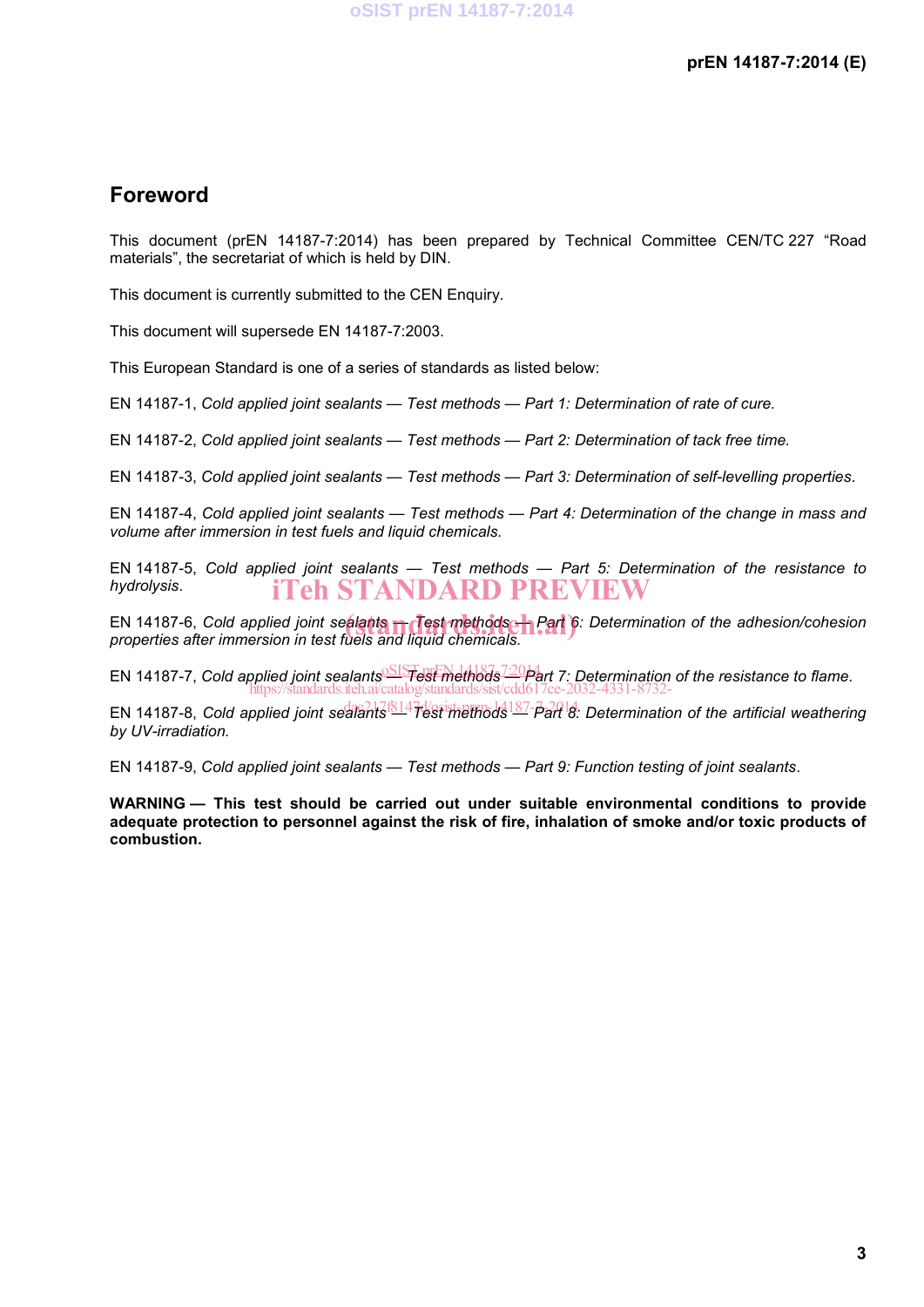## Foreword

This document (prEN 14187-7:2014) has been prepared by Technical Committee CEN/TC 227 "Road materials", the secretariat of which is held by DIN.

This document is currently submitted to the CEN Enquiry.

This document will supersede EN 14187-7:2003.

This European Standard is one of a series of standards as listed below:

EN 14187-1, *Cold applied joint sealants — Test methods — Part 1: Determination of rate of cure.*

EN 14187-2, *Cold applied joint sealants — Test methods — Part 2: Determination of tack free time.*

EN 14187-3, *Cold applied joint sealants — Test methods — Part 3: Determination of self-levelling properties*.

EN 14187-4, *Cold applied joint sealants — Test methods — Part 4: Determination of the change in mass and volume after immersion in test fuels and liquid chemicals.*

EN 14187-5, *Cold applied joint sealants — Test methods — Part 5: Determination of the resistance to hydrolysis*.

EN 14187-6, *Cold applied joint sealants — Test methods — Part 6: Determination of the adhesion/cohesion properties after immersion in test fuels and liquid chemicals.*

EN 14187-7, *Cold applied joint sealants — Test methods — Part 7: Determination of the resistance to flame.*

EN 14187-8, *Cold applied joint sealants — Test methods — Part 8: Determination of the artificial weathering by UV-irradiation.*

EN 14187-9, *Cold applied joint sealants — Test methods — Part 9: Function testing of joint sealants*.

**WARNING — This test should be carried out under suitable environmental conditions to provide adequate protection to personnel against the risk of fire, inhalation of smoke and/or toxic products of combustion.**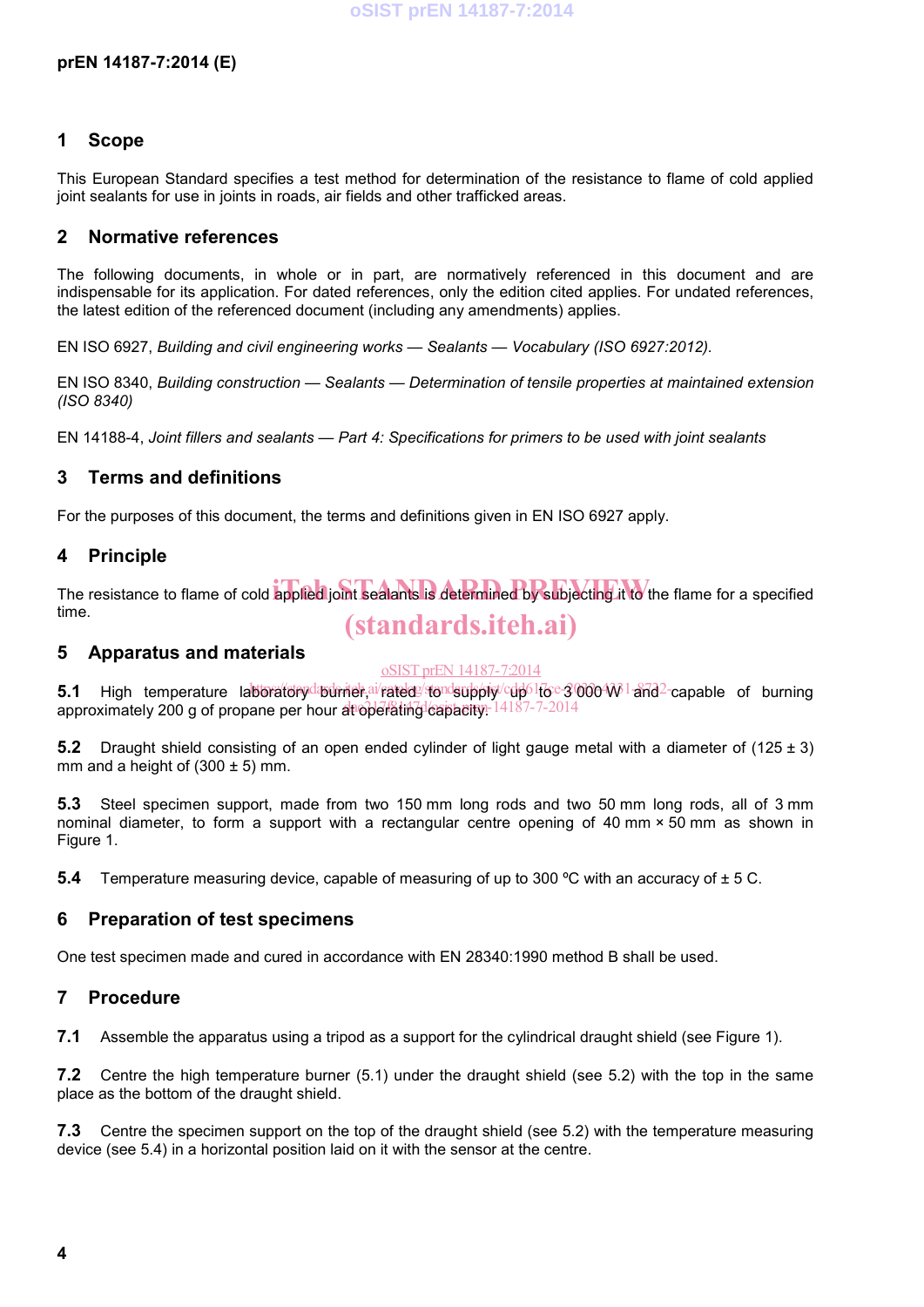## 1 Scope

This European Standard specifies a test method for determination of the resistance to flame of cold applied joint sealants for use in joints in roads, air fields and other trafficked areas.

## 2 Normative references

The following documents, in whole or in part, are normatively referenced in this document and are indispensable for its application. For dated references, only the edition cited applies. For undated references, the latest edition of the referenced document (including any amendments) applies.

EN ISO 6927, *Building and civil engineering works — Sealants — Vocabulary (ISO 6927:2012).*

EN ISO 8340, *Building construction — Sealants — Determination of tensile properties at maintained extension (ISO 8340)*

EN 14188-4, *Joint fillers and sealants — Part 4: Specifications for primers to be used with joint sealants*

## 3 Terms and definitions

For the purposes of this document, the terms and definitions given in EN ISO 6927 apply.

## 4 Principle

The resistance to flame of cold applied joint sealants is determined by subjecting it to the flame for a specified time.

## 5 Apparatus and materials

**5.1** High temperature laboratory burner, rated to supply up to 3 000 W and capable of burning approximately 200 g of propane per hour at operating capacity.

**5.2** Draught shield consisting of an open ended cylinder of light gauge metal with a diameter of (125 ± 3) mm and a height of (300 ± 5) mm.

**5.3** Steel specimen support, made from two 150 mm long rods and two 50 mm long rods, all of 3 mm nominal diameter, to form a support with a rectangular centre opening of 40 mm × 50 mm as shown in Figure 1.

**5.4** Temperature measuring device, capable of measuring of up to 300 ºC with an accuracy of ± 5 C.

## 6 Preparation of test specimens

One test specimen made and cured in accordance with EN 28340:1990 method B shall be used.

## 7 Procedure

**7.1** Assemble the apparatus using a tripod as a support for the cylindrical draught shield (see Figure 1).

**7.2** Centre the high temperature burner (5.1) under the draught shield (see 5.2) with the top in the same place as the bottom of the draught shield.

**7.3** Centre the specimen support on the top of the draught shield (see 5.2) with the temperature measuring device (see 5.4) in a horizontal position laid on it with the sensor at the centre.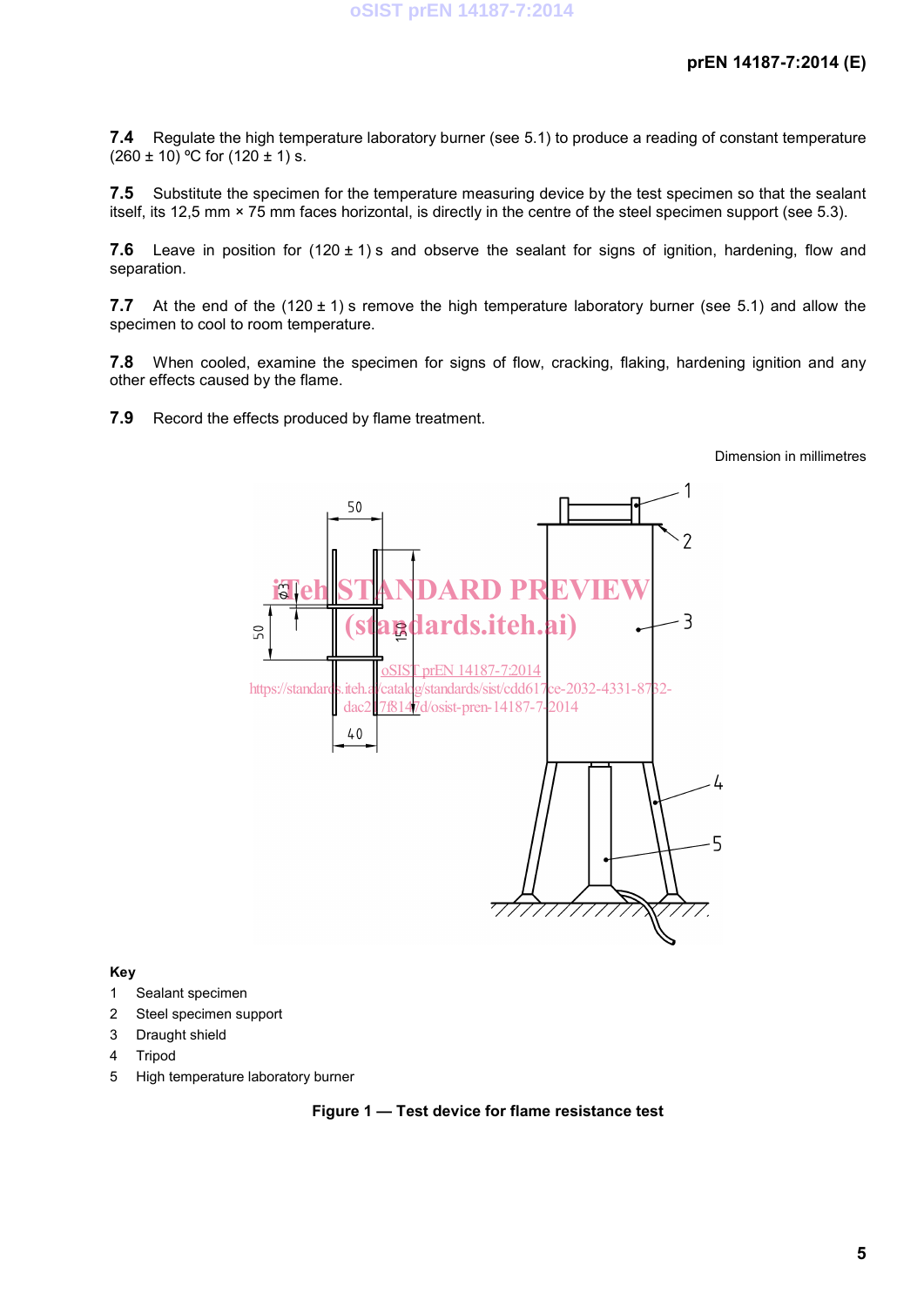**7.4** Regulate the high temperature laboratory burner (see 5.1) to produce a reading of constant temperature (260 ± 10) ºC for (120 ± 1) s.

**7.5** Substitute the specimen for the temperature measuring device by the test specimen so that the sealant itself, its 12,5 mm × 75 mm faces horizontal, is directly in the centre of the steel specimen support (see 5.3).

**7.6** Leave in position for (120 ± 1) s and observe the sealant for signs of ignition, hardening, flow and separation.

**7.7** At the end of the (120 ± 1) s remove the high temperature laboratory burner (see 5.1) and allow the specimen to cool to room temperature.

**7.8** When cooled, examine the specimen for signs of flow, cracking, flaking, hardening ignition and any other effects caused by the flame.

**7.9** Record the effects produced by flame treatment.

Dimension in millimetres

50
ø3
50
150
40
1
2
3
4
5

**Key**

1 Sealant specimen
2 Steel specimen support
3 Draught shield
4 Tripod
5 High temperature laboratory burner

**Figure 1 — Test device for flame resistance test**